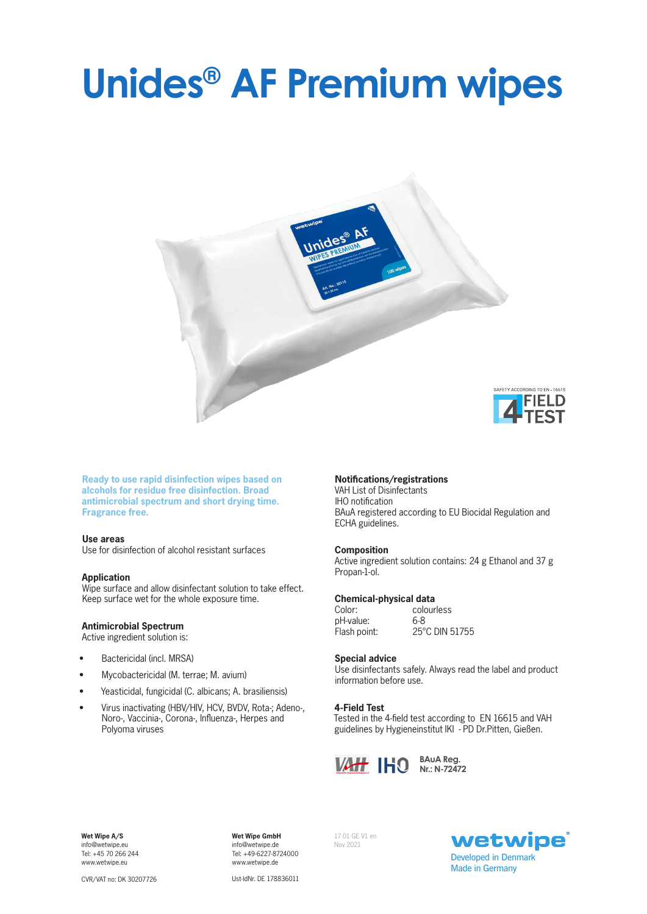# Unides® AF Premium wipes

SAFETY ACCORDING TO EN - 16615

4 FIELD TEST

**Ready to use rapid disinfection wipes based on alcohols for residue free disinfection. Broad antimicrobial spectrum and short drying time. Fragrance free.**

### Use areas

Use for disinfection of alcohol resistant surfaces

### Application

Wipe surface and allow disinfectant solution to take effect. Keep surface wet for the whole exposure time.

### Antimicrobial Spectrum

Active ingredient solution is:

- Bactericidal (incl. MRSA)
- Mycobactericidal (M. terrae; M. avium)
- Yeasticidal, fungicidal (C. albicans; A. brasiliensis)
- Virus inactivating (HBV/HIV, HCV, BVDV, Rota-; Adeno-, Noro-, Vaccinia-, Corona-, Influenza-, Herpes and Polyoma viruses

### Notifications/registrations

VAH List of Disinfectants
IHO notification
BAuA registered according to EU Biocidal Regulation and ECHA guidelines.

### Composition

Active ingredient solution contains: 24 g Ethanol and 37 g Propan-1-ol.

### Chemical-physical data

| | |
|---|---|
| Color: | colourless |
| pH-value: | 6-8 |
| Flash point: | 25°C DIN 51755 |

### Special advice

Use disinfectants safely. Always read the label and product information before use.

### 4-Field Test

Tested in the 4-field test according to EN 16615 and VAH guidelines by Hygieneinstitut IKI - PD Dr.Pitten, Gießen.

VAH IHO **BAuA Reg. Nr.: N-72472**

**Wet Wipe A/S**
info@wetwipe.eu
Tel: +45 70 266 244
www.wetwipe.eu

CVR/VAT no: DK 30207726

**Wet Wipe GmbH**
info@wetwipe.de
Tel: +49-6227-8724000
www.wetwipe.de

Ust-IdNr. DE 178836011

17 01 GE V1 en
Nov 2021

wetwipe®
Developed in Denmark
Made in Germany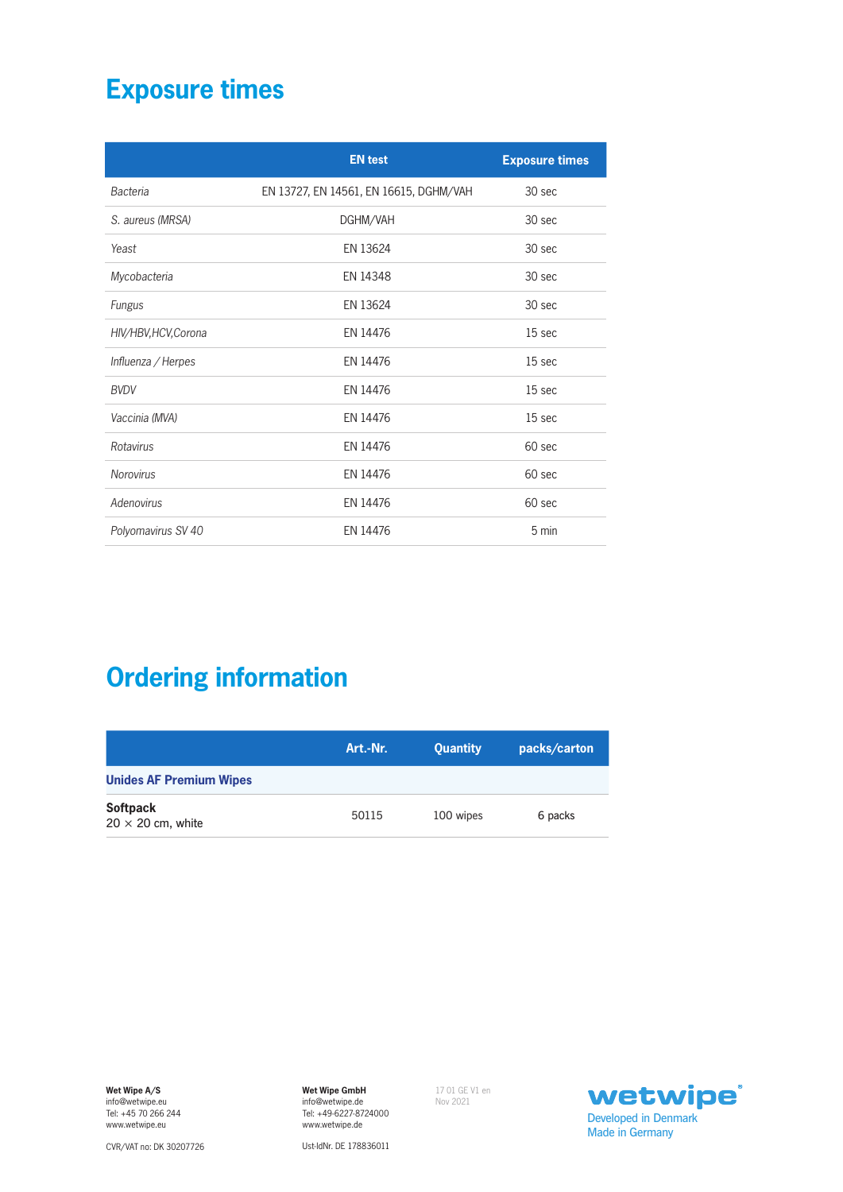## Exposure times

| | EN test | Exposure times |
|---|---|---|
| *Bacteria* | EN 13727, EN 14561, EN 16615, DGHM/VAH | 30 sec |
| *S. aureus (MRSA)* | DGHM/VAH | 30 sec |
| *Yeast* | EN 13624 | 30 sec |
| *Mycobacteria* | EN 14348 | 30 sec |
| *Fungus* | EN 13624 | 30 sec |
| *HIV/HBV,HCV,Corona* | EN 14476 | 15 sec |
| *Influenza / Herpes* | EN 14476 | 15 sec |
| *BVDV* | EN 14476 | 15 sec |
| *Vaccinia (MVA)* | EN 14476 | 15 sec |
| *Rotavirus* | EN 14476 | 60 sec |
| *Norovirus* | EN 14476 | 60 sec |
| *Adenovirus* | EN 14476 | 60 sec |
| *Polyomavirus SV 40* | EN 14476 | 5 min |

## Ordering information

| | Art.-Nr. | Quantity | packs/carton |
|---|---|---|---|
| **Unides AF Premium Wipes** | | | |
| **Softpack** 20 × 20 cm, white | 50115 | 100 wipes | 6 packs |

**Wet Wipe A/S**
info@wetwipe.eu
Tel: +45 70 266 244
www.wetwipe.eu

CVR/VAT no: DK 30207726

**Wet Wipe GmbH**
info@wetwipe.de
Tel: +49-6227-8724000
www.wetwipe.de

Ust-IdNr. DE 178836011

17 01 GE V1 en
Nov 2021

wetwipe®
Developed in Denmark
Made in Germany